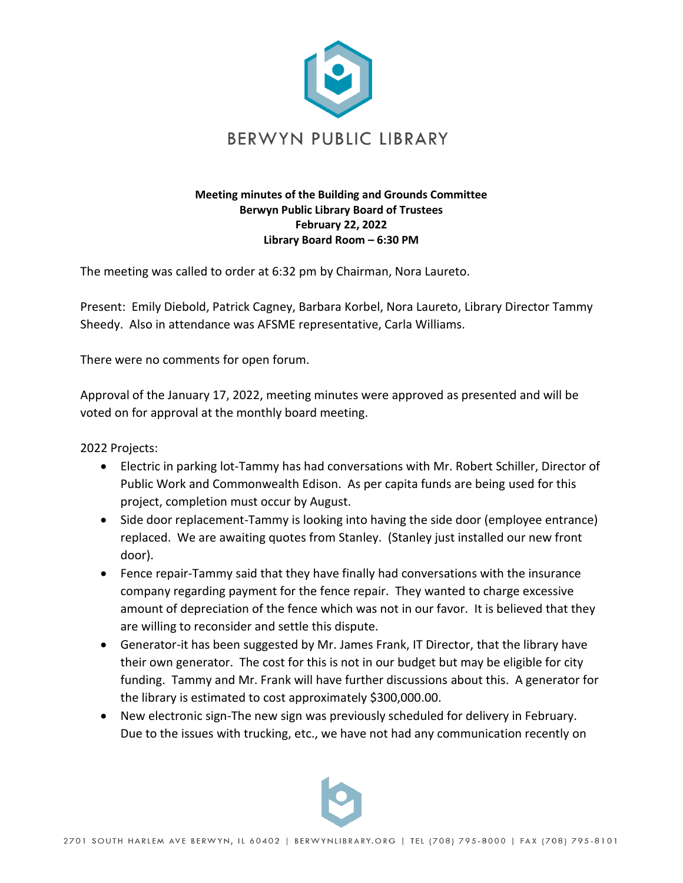BERWYN PUBLIC LIBRARY

**Meeting minutes of the Building and Grounds Committee**
**Berwyn Public Library Board of Trustees**
**February 22, 2022**
**Library Board Room – 6:30 PM**

The meeting was called to order at 6:32 pm by Chairman, Nora Laureto.

Present: Emily Diebold, Patrick Cagney, Barbara Korbel, Nora Laureto, Library Director Tammy Sheedy. Also in attendance was AFSME representative, Carla Williams.

There were no comments for open forum.

Approval of the January 17, 2022, meeting minutes were approved as presented and will be voted on for approval at the monthly board meeting.

2022 Projects:

- Electric in parking lot-Tammy has had conversations with Mr. Robert Schiller, Director of Public Work and Commonwealth Edison. As per capita funds are being used for this project, completion must occur by August.
- Side door replacement-Tammy is looking into having the side door (employee entrance) replaced. We are awaiting quotes from Stanley. (Stanley just installed our new front door).
- Fence repair-Tammy said that they have finally had conversations with the insurance company regarding payment for the fence repair. They wanted to charge excessive amount of depreciation of the fence which was not in our favor. It is believed that they are willing to reconsider and settle this dispute.
- Generator-it has been suggested by Mr. James Frank, IT Director, that the library have their own generator. The cost for this is not in our budget but may be eligible for city funding. Tammy and Mr. Frank will have further discussions about this. A generator for the library is estimated to cost approximately $300,000.00.
- New electronic sign-The new sign was previously scheduled for delivery in February. Due to the issues with trucking, etc., we have not had any communication recently on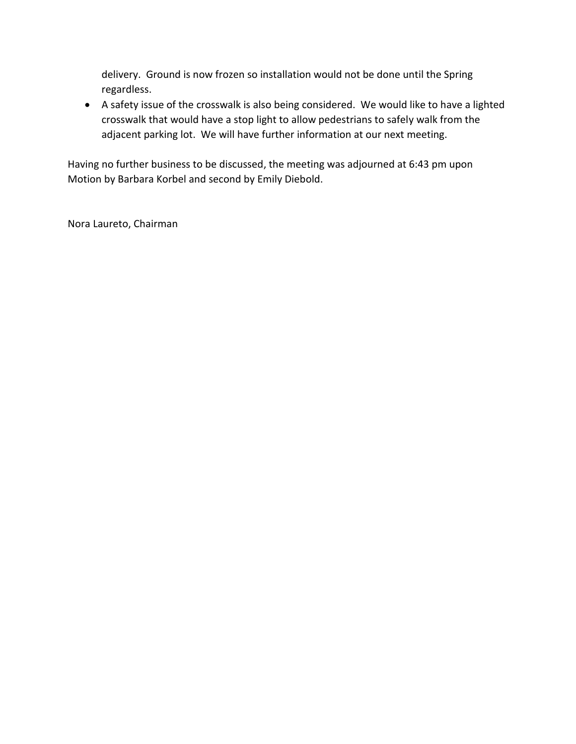delivery. Ground is now frozen so installation would not be done until the Spring regardless.

- A safety issue of the crosswalk is also being considered. We would like to have a lighted crosswalk that would have a stop light to allow pedestrians to safely walk from the adjacent parking lot. We will have further information at our next meeting.

Having no further business to be discussed, the meeting was adjourned at 6:43 pm upon Motion by Barbara Korbel and second by Emily Diebold.

Nora Laureto, Chairman